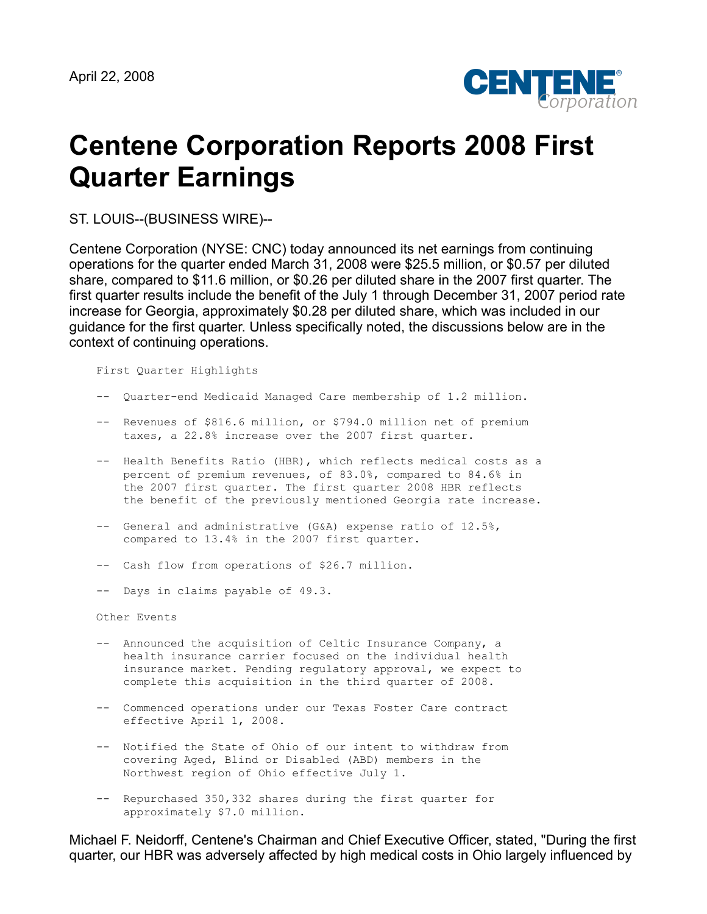April 22, 2008

# Centene Corporation Reports 2008 First Quarter Earnings

ST. LOUIS--(BUSINESS WIRE)--

Centene Corporation (NYSE: CNC) today announced its net earnings from continuing operations for the quarter ended March 31, 2008 were $25.5 million, or $0.57 per diluted share, compared to $11.6 million, or $0.26 per diluted share in the 2007 first quarter. The first quarter results include the benefit of the July 1 through December 31, 2007 period rate increase for Georgia, approximately $0.28 per diluted share, which was included in our guidance for the first quarter. Unless specifically noted, the discussions below are in the context of continuing operations.

First Quarter Highlights

- Quarter-end Medicaid Managed Care membership of 1.2 million.
- Revenues of $816.6 million, or $794.0 million net of premium taxes, a 22.8% increase over the 2007 first quarter.
- Health Benefits Ratio (HBR), which reflects medical costs as a percent of premium revenues, of 83.0%, compared to 84.6% in the 2007 first quarter. The first quarter 2008 HBR reflects the benefit of the previously mentioned Georgia rate increase.
- General and administrative (G&A) expense ratio of 12.5%, compared to 13.4% in the 2007 first quarter.
- Cash flow from operations of $26.7 million.
- Days in claims payable of 49.3.

Other Events

- Announced the acquisition of Celtic Insurance Company, a health insurance carrier focused on the individual health insurance market. Pending regulatory approval, we expect to complete this acquisition in the third quarter of 2008.
- Commenced operations under our Texas Foster Care contract effective April 1, 2008.
- Notified the State of Ohio of our intent to withdraw from covering Aged, Blind or Disabled (ABD) members in the Northwest region of Ohio effective July 1.
- Repurchased 350,332 shares during the first quarter for approximately $7.0 million.

Michael F. Neidorff, Centene's Chairman and Chief Executive Officer, stated, "During the first quarter, our HBR was adversely affected by high medical costs in Ohio largely influenced by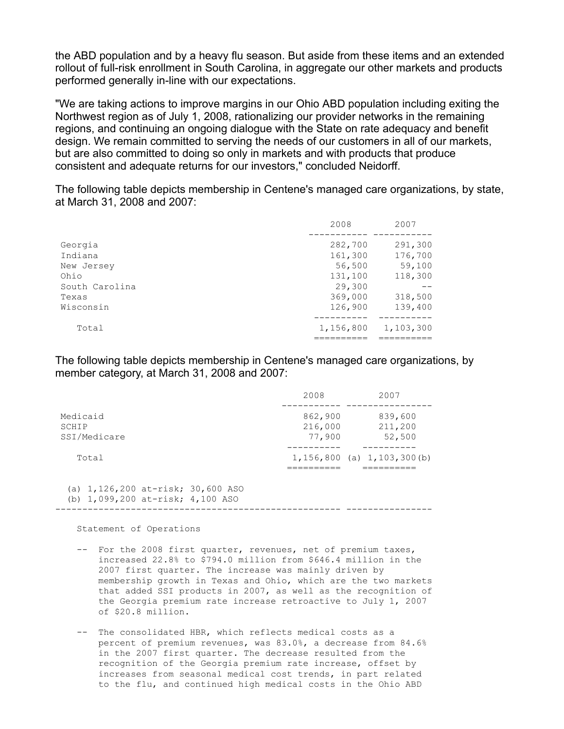the ABD population and by a heavy flu season. But aside from these items and an extended rollout of full-risk enrollment in South Carolina, in aggregate our other markets and products performed generally in-line with our expectations.

"We are taking actions to improve margins in our Ohio ABD population including exiting the Northwest region as of July 1, 2008, rationalizing our provider networks in the remaining regions, and continuing an ongoing dialogue with the State on rate adequacy and benefit design. We remain committed to serving the needs of our customers in all of our markets, but are also committed to doing so only in markets and with products that produce consistent and adequate returns for our investors," concluded Neidorff.

The following table depicts membership in Centene's managed care organizations, by state, at March 31, 2008 and 2007:

| | 2008 | 2007 |
|---|---|---|
| Georgia | 282,700 | 291,300 |
| Indiana | 161,300 | 176,700 |
| New Jersey | 56,500 | 59,100 |
| Ohio | 131,100 | 118,300 |
| South Carolina | 29,300 | -- |
| Texas | 369,000 | 318,500 |
| Wisconsin | 126,900 | 139,400 |
| Total | 1,156,800 | 1,103,300 |

The following table depicts membership in Centene's managed care organizations, by member category, at March 31, 2008 and 2007:

| | 2008 | 2007 |
|---|---|---|
| Medicaid | 862,900 | 839,600 |
| SCHIP | 216,000 | 211,200 |
| SSI/Medicare | 77,900 | 52,500 |
| Total | 1,156,800 (a) | 1,103,300(b) |

(a) 1,126,200 at-risk; 30,600 ASO
(b) 1,099,200 at-risk; 4,100 ASO

Statement of Operations

- For the 2008 first quarter, revenues, net of premium taxes, increased 22.8% to $794.0 million from $646.4 million in the 2007 first quarter. The increase was mainly driven by membership growth in Texas and Ohio, which are the two markets that added SSI products in 2007, as well as the recognition of the Georgia premium rate increase retroactive to July 1, 2007 of $20.8 million.

- The consolidated HBR, which reflects medical costs as a percent of premium revenues, was 83.0%, a decrease from 84.6% in the 2007 first quarter. The decrease resulted from the recognition of the Georgia premium rate increase, offset by increases from seasonal medical cost trends, in part related to the flu, and continued high medical costs in the Ohio ABD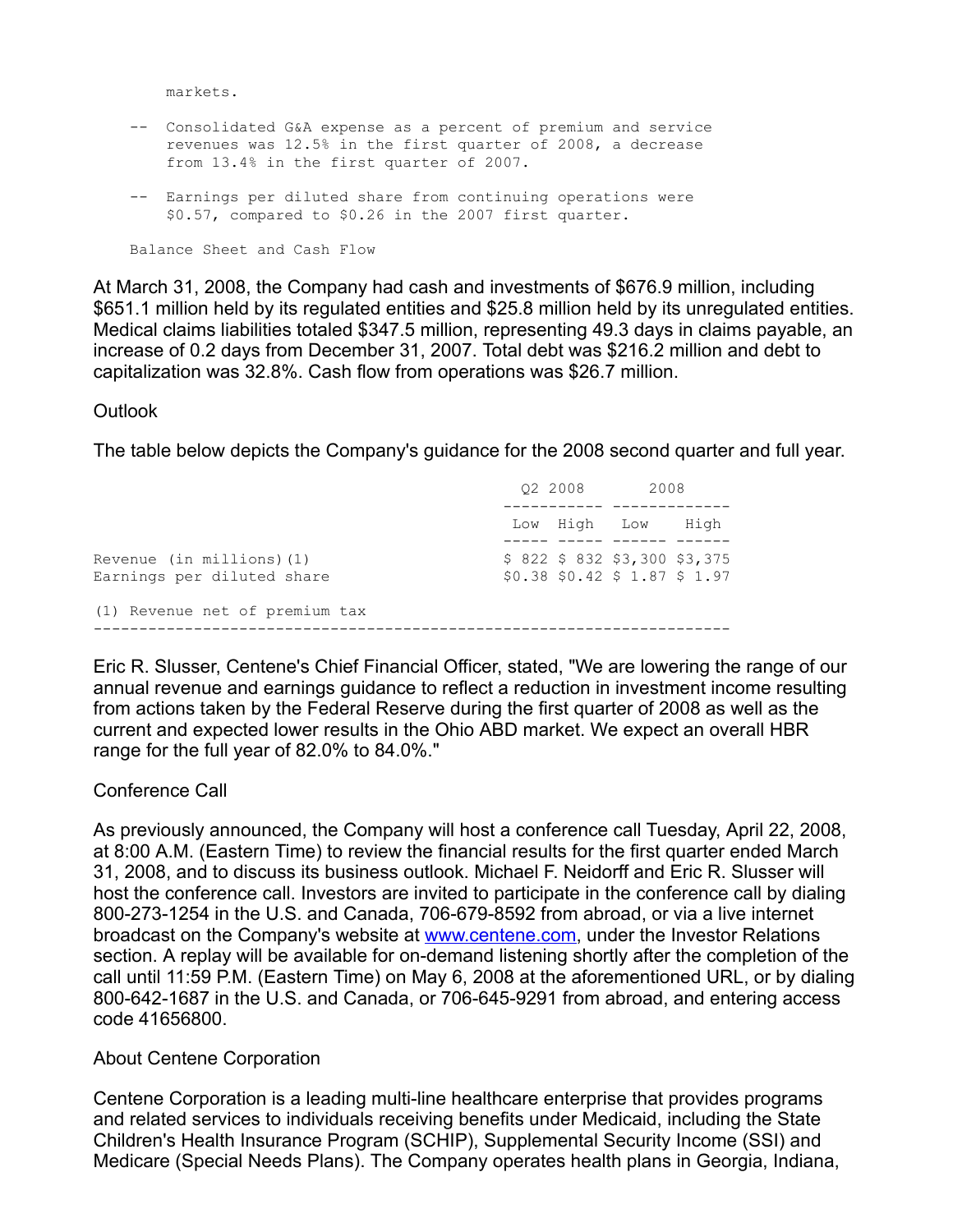markets.

- Consolidated G&A expense as a percent of premium and service revenues was 12.5% in the first quarter of 2008, a decrease from 13.4% in the first quarter of 2007.

- Earnings per diluted share from continuing operations were $0.57, compared to $0.26 in the 2007 first quarter.

Balance Sheet and Cash Flow

At March 31, 2008, the Company had cash and investments of $676.9 million, including $651.1 million held by its regulated entities and $25.8 million held by its unregulated entities. Medical claims liabilities totaled $347.5 million, representing 49.3 days in claims payable, an increase of 0.2 days from December 31, 2007. Total debt was $216.2 million and debt to capitalization was 32.8%. Cash flow from operations was $26.7 million.

Outlook

The table below depicts the Company's guidance for the 2008 second quarter and full year.

| | Q2 2008 | | 2008 | |
|---|---|---|---|---|
| | Low | High | Low | High |
| Revenue (in millions)(1) | $ 822 | $ 832 | $3,300 | $3,375 |
| Earnings per diluted share | $0.38 | $0.42 | $ 1.87 | $ 1.97 |

(1) Revenue net of premium tax

Eric R. Slusser, Centene's Chief Financial Officer, stated, "We are lowering the range of our annual revenue and earnings guidance to reflect a reduction in investment income resulting from actions taken by the Federal Reserve during the first quarter of 2008 as well as the current and expected lower results in the Ohio ABD market. We expect an overall HBR range for the full year of 82.0% to 84.0%."

Conference Call

As previously announced, the Company will host a conference call Tuesday, April 22, 2008, at 8:00 A.M. (Eastern Time) to review the financial results for the first quarter ended March 31, 2008, and to discuss its business outlook. Michael F. Neidorff and Eric R. Slusser will host the conference call. Investors are invited to participate in the conference call by dialing 800-273-1254 in the U.S. and Canada, 706-679-8592 from abroad, or via a live internet broadcast on the Company's website at www.centene.com, under the Investor Relations section. A replay will be available for on-demand listening shortly after the completion of the call until 11:59 P.M. (Eastern Time) on May 6, 2008 at the aforementioned URL, or by dialing 800-642-1687 in the U.S. and Canada, or 706-645-9291 from abroad, and entering access code 41656800.

About Centene Corporation

Centene Corporation is a leading multi-line healthcare enterprise that provides programs and related services to individuals receiving benefits under Medicaid, including the State Children's Health Insurance Program (SCHIP), Supplemental Security Income (SSI) and Medicare (Special Needs Plans). The Company operates health plans in Georgia, Indiana,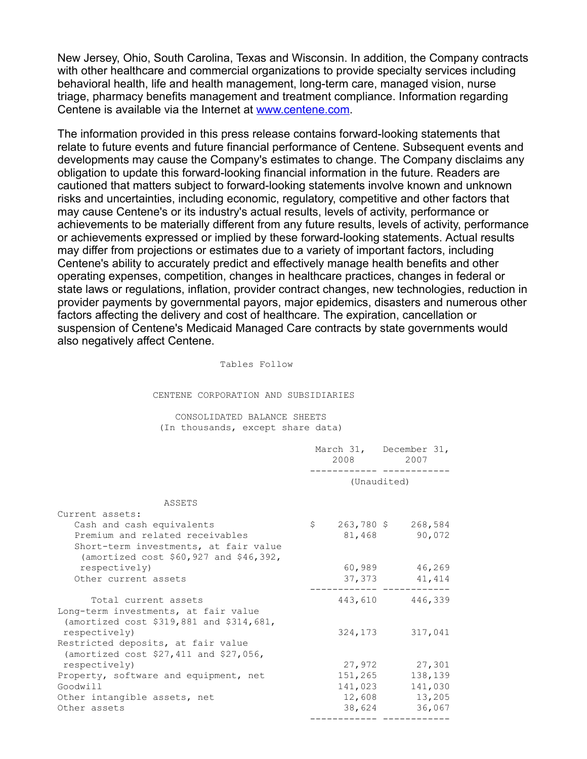New Jersey, Ohio, South Carolina, Texas and Wisconsin. In addition, the Company contracts with other healthcare and commercial organizations to provide specialty services including behavioral health, life and health management, long-term care, managed vision, nurse triage, pharmacy benefits management and treatment compliance. Information regarding Centene is available via the Internet at www.centene.com.

The information provided in this press release contains forward-looking statements that relate to future events and future financial performance of Centene. Subsequent events and developments may cause the Company's estimates to change. The Company disclaims any obligation to update this forward-looking financial information in the future. Readers are cautioned that matters subject to forward-looking statements involve known and unknown risks and uncertainties, including economic, regulatory, competitive and other factors that may cause Centene's or its industry's actual results, levels of activity, performance or achievements to be materially different from any future results, levels of activity, performance or achievements expressed or implied by these forward-looking statements. Actual results may differ from projections or estimates due to a variety of important factors, including Centene's ability to accurately predict and effectively manage health benefits and other operating expenses, competition, changes in healthcare practices, changes in federal or state laws or regulations, inflation, provider contract changes, new technologies, reduction in provider payments by governmental payors, major epidemics, disasters and numerous other factors affecting the delivery and cost of healthcare. The expiration, cancellation or suspension of Centene's Medicaid Managed Care contracts by state governments would also negatively affect Centene.

Tables Follow

CENTENE CORPORATION AND SUBSIDIARIES

CONSOLIDATED BALANCE SHEETS
(In thousands, except share data)

| | March 31, 2008 | December 31, 2007 |
|---|---|---|
| | (Unaudited) | |
| **ASSETS** | | |
| Current assets: | | |
| Cash and cash equivalents | $ 263,780 | $ 268,584 |
| Premium and related receivables | 81,468 | 90,072 |
| Short-term investments, at fair value (amortized cost $60,927 and $46,392, respectively) | 60,989 | 46,269 |
| Other current assets | 37,373 | 41,414 |
| Total current assets | 443,610 | 446,339 |
| Long-term investments, at fair value (amortized cost $319,881 and $314,681, respectively) | 324,173 | 317,041 |
| Restricted deposits, at fair value (amortized cost $27,411 and $27,056, respectively) | 27,972 | 27,301 |
| Property, software and equipment, net | 151,265 | 138,139 |
| Goodwill | 141,023 | 141,030 |
| Other intangible assets, net | 12,608 | 13,205 |
| Other assets | 38,624 | 36,067 |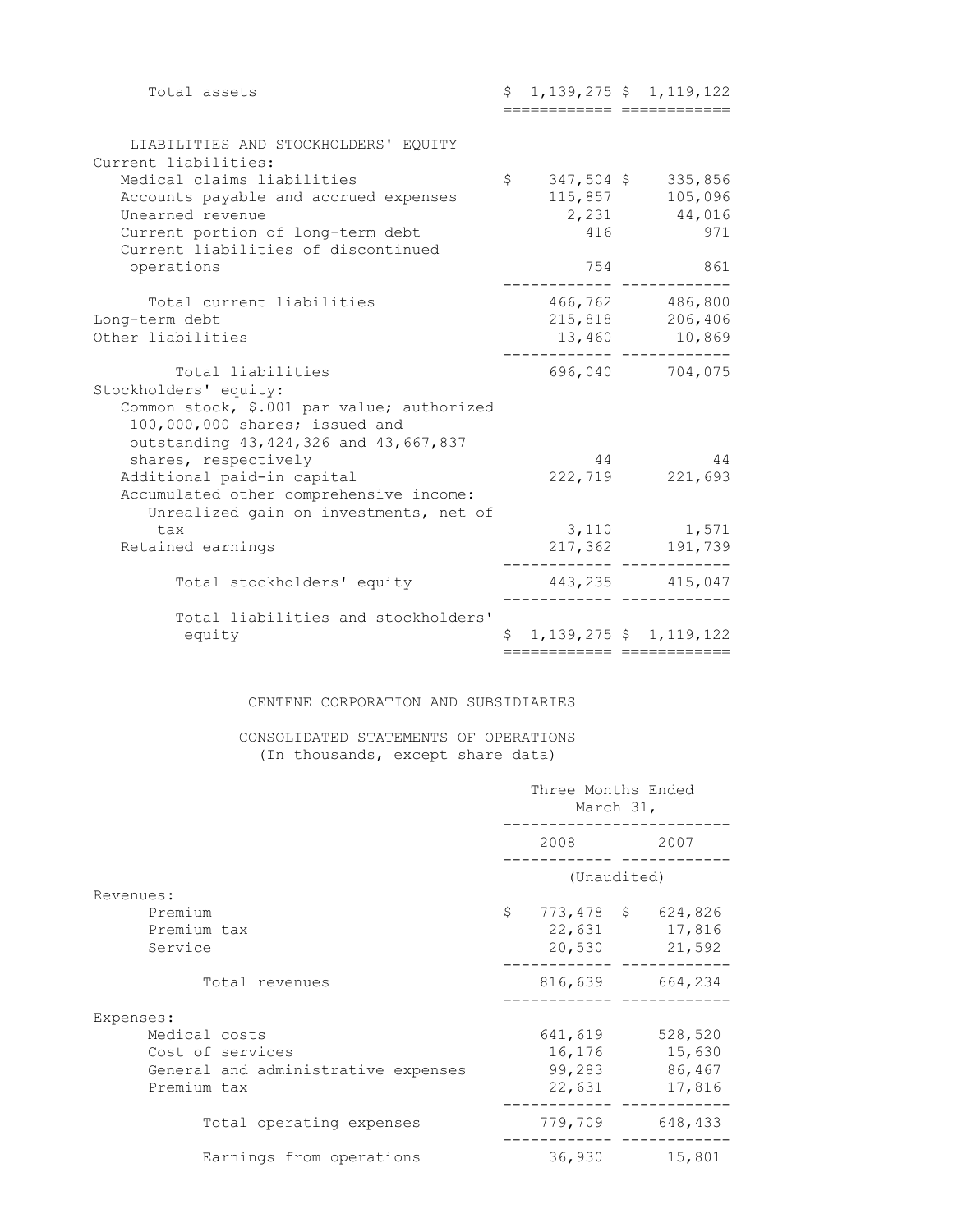| | | |
|---|---|---|
| Total assets | $ 1,139,275 | $ 1,119,122 |

| LIABILITIES AND STOCKHOLDERS' EQUITY | | |
|---|---|---|
| Current liabilities: | | |
| Medical claims liabilities | $ 347,504 | $ 335,856 |
| Accounts payable and accrued expenses | 115,857 | 105,096 |
| Unearned revenue | 2,231 | 44,016 |
| Current portion of long-term debt | 416 | 971 |
| Current liabilities of discontinued operations | 754 | 861 |
| Total current liabilities | 466,762 | 486,800 |
| Long-term debt | 215,818 | 206,406 |
| Other liabilities | 13,460 | 10,869 |
| Total liabilities | 696,040 | 704,075 |
| Stockholders' equity: | | |
| Common stock, $.001 par value; authorized 100,000,000 shares; issued and outstanding 43,424,326 and 43,667,837 shares, respectively | 44 | 44 |
| Additional paid-in capital | 222,719 | 221,693 |
| Accumulated other comprehensive income: | | |
| Unrealized gain on investments, net of tax | 3,110 | 1,571 |
| Retained earnings | 217,362 | 191,739 |
| Total stockholders' equity | 443,235 | 415,047 |
| Total liabilities and stockholders' equity | $ 1,139,275 | $ 1,119,122 |

CENTENE CORPORATION AND SUBSIDIARIES

CONSOLIDATED STATEMENTS OF OPERATIONS
(In thousands, except share data)

| | Three Months Ended March 31, | |
|---|---|---|
| | 2008 | 2007 |
| | (Unaudited) | |
| Revenues: | | |
| Premium | $ 773,478 | $ 624,826 |
| Premium tax | 22,631 | 17,816 |
| Service | 20,530 | 21,592 |
| Total revenues | 816,639 | 664,234 |
| Expenses: | | |
| Medical costs | 641,619 | 528,520 |
| Cost of services | 16,176 | 15,630 |
| General and administrative expenses | 99,283 | 86,467 |
| Premium tax | 22,631 | 17,816 |
| Total operating expenses | 779,709 | 648,433 |
| Earnings from operations | 36,930 | 15,801 |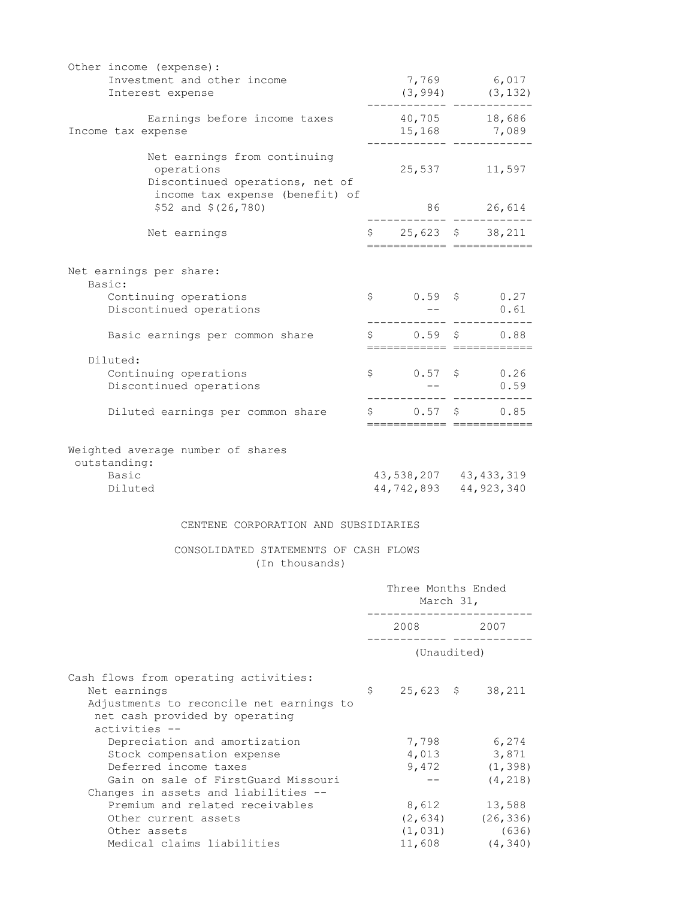| | | |
|---|---|---|
| Other income (expense): | | |
| Investment and other income | 7,769 | 6,017 |
| Interest expense | (3,994) | (3,132) |
| Earnings before income taxes | 40,705 | 18,686 |
| Income tax expense | 15,168 | 7,089 |
| Net earnings from continuing operations | 25,537 | 11,597 |
| Discontinued operations, net of income tax expense (benefit) of $52 and $(26,780) | 86 | 26,614 |
| Net earnings | $ 25,623 | $ 38,211 |
| Net earnings per share: | | |
| Basic: | | |
| Continuing operations | $ 0.59 | $ 0.27 |
| Discontinued operations | -- | 0.61 |
| Basic earnings per common share | $ 0.59 | $ 0.88 |
| Diluted: | | |
| Continuing operations | $ 0.57 | $ 0.26 |
| Discontinued operations | -- | 0.59 |
| Diluted earnings per common share | $ 0.57 | $ 0.85 |
| Weighted average number of shares outstanding: | | |
| Basic | 43,538,207 | 43,433,319 |
| Diluted | 44,742,893 | 44,923,340 |

CENTENE CORPORATION AND SUBSIDIARIES

CONSOLIDATED STATEMENTS OF CASH FLOWS
(In thousands)

| | Three Months Ended March 31, | |
|---|---|---|
| | 2008 | 2007 |
| | (Unaudited) | |
| Cash flows from operating activities: | | |
| Net earnings | $ 25,623 | $ 38,211 |
| Adjustments to reconcile net earnings to net cash provided by operating activities -- | | |
| Depreciation and amortization | 7,798 | 6,274 |
| Stock compensation expense | 4,013 | 3,871 |
| Deferred income taxes | 9,472 | (1,398) |
| Gain on sale of FirstGuard Missouri | -- | (4,218) |
| Changes in assets and liabilities -- | | |
| Premium and related receivables | 8,612 | 13,588 |
| Other current assets | (2,634) | (26,336) |
| Other assets | (1,031) | (636) |
| Medical claims liabilities | 11,608 | (4,340) |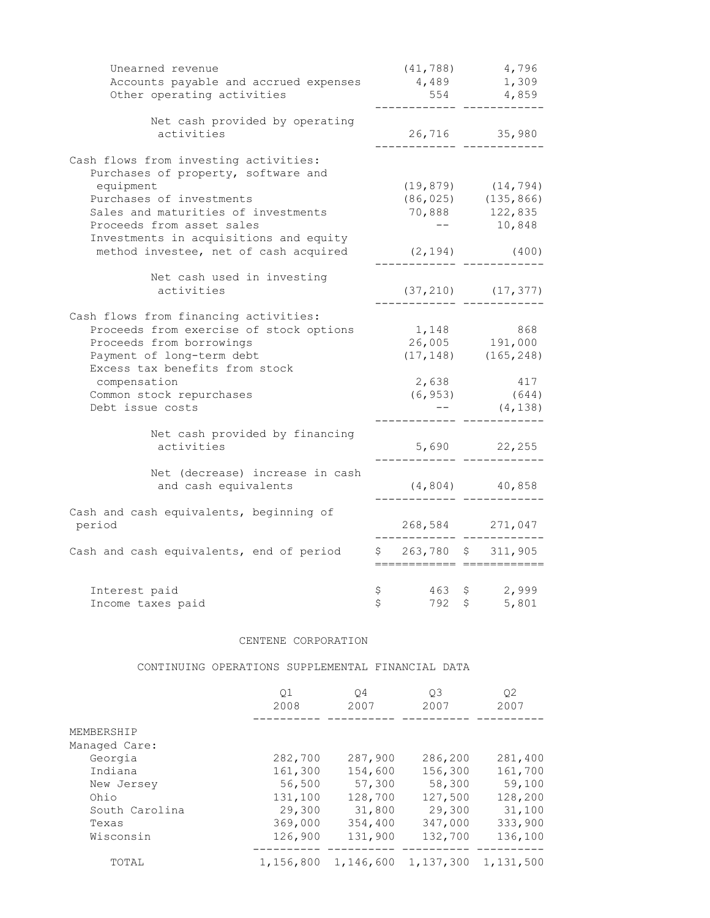| | | |
|---|---|---|
| Unearned revenue | (41,788) | 4,796 |
| Accounts payable and accrued expenses | 4,489 | 1,309 |
| Other operating activities | 554 | 4,859 |
| Net cash provided by operating activities | 26,716 | 35,980 |
| Cash flows from investing activities: | | |
| Purchases of property, software and equipment | (19,879) | (14,794) |
| Purchases of investments | (86,025) | (135,866) |
| Sales and maturities of investments | 70,888 | 122,835 |
| Proceeds from asset sales | -- | 10,848 |
| Investments in acquisitions and equity method investee, net of cash acquired | (2,194) | (400) |
| Net cash used in investing activities | (37,210) | (17,377) |
| Cash flows from financing activities: | | |
| Proceeds from exercise of stock options | 1,148 | 868 |
| Proceeds from borrowings | 26,005 | 191,000 |
| Payment of long-term debt | (17,148) | (165,248) |
| Excess tax benefits from stock compensation | 2,638 | 417 |
| Common stock repurchases | (6,953) | (644) |
| Debt issue costs | -- | (4,138) |
| Net cash provided by financing activities | 5,690 | 22,255 |
| Net (decrease) increase in cash and cash equivalents | (4,804) | 40,858 |
| Cash and cash equivalents, beginning of period | 268,584 | 271,047 |
| Cash and cash equivalents, end of period | $ 263,780 | $ 311,905 |
| Interest paid | $ 463 | $ 2,999 |
| Income taxes paid | $ 792 | $ 5,801 |

CENTENE CORPORATION

CONTINUING OPERATIONS SUPPLEMENTAL FINANCIAL DATA

| | Q1 2008 | Q4 2007 | Q3 2007 | Q2 2007 |
|---|---|---|---|---|
| MEMBERSHIP | | | | |
| Managed Care: | | | | |
| Georgia | 282,700 | 287,900 | 286,200 | 281,400 |
| Indiana | 161,300 | 154,600 | 156,300 | 161,700 |
| New Jersey | 56,500 | 57,300 | 58,300 | 59,100 |
| Ohio | 131,100 | 128,700 | 127,500 | 128,200 |
| South Carolina | 29,300 | 31,800 | 29,300 | 31,100 |
| Texas | 369,000 | 354,400 | 347,000 | 333,900 |
| Wisconsin | 126,900 | 131,900 | 132,700 | 136,100 |
| TOTAL | 1,156,800 | 1,146,600 | 1,137,300 | 1,131,500 |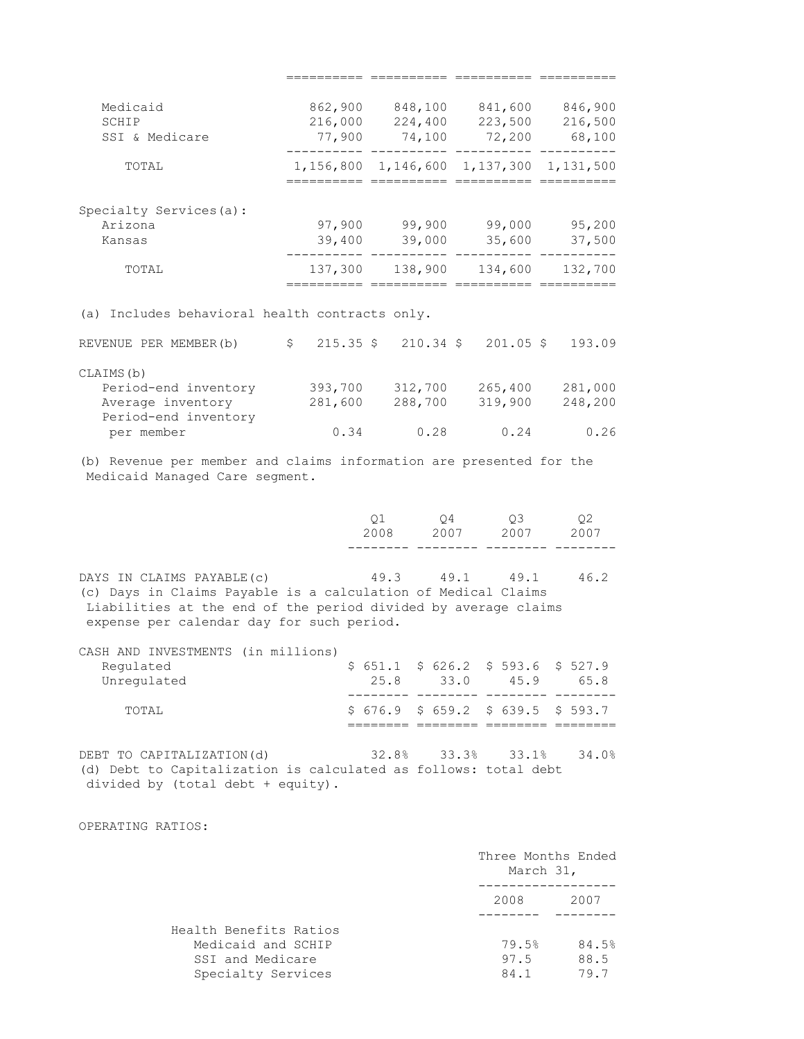| | | | | |
|---|---|---|---|---|
| Medicaid | 862,900 | 848,100 | 841,600 | 846,900 |
| SCHIP | 216,000 | 224,400 | 223,500 | 216,500 |
| SSI & Medicare | 77,900 | 74,100 | 72,200 | 68,100 |
| TOTAL | 1,156,800 | 1,146,600 | 1,137,300 | 1,131,500 |
| Specialty Services(a): | | | | |
| Arizona | 97,900 | 99,900 | 99,000 | 95,200 |
| Kansas | 39,400 | 39,000 | 35,600 | 37,500 |
| TOTAL | 137,300 | 138,900 | 134,600 | 132,700 |

(a) Includes behavioral health contracts only.

| | | | | |
|---|---|---|---|---|
| REVENUE PER MEMBER(b) | $ 215.35 | $ 210.34 | $ 201.05 | $ 193.09 |
| CLAIMS(b) | | | | |
| Period-end inventory | 393,700 | 312,700 | 265,400 | 281,000 |
| Average inventory | 281,600 | 288,700 | 319,900 | 248,200 |
| Period-end inventory per member | 0.34 | 0.28 | 0.24 | 0.26 |

(b) Revenue per member and claims information are presented for the Medicaid Managed Care segment.

| | Q1 2008 | Q4 2007 | Q3 2007 | Q2 2007 |
|---|---|---|---|---|
| DAYS IN CLAIMS PAYABLE(c) | 49.3 | 49.1 | 49.1 | 46.2 |

(c) Days in Claims Payable is a calculation of Medical Claims Liabilities at the end of the period divided by average claims expense per calendar day for such period.

| CASH AND INVESTMENTS (in millions) | | | | |
|---|---|---|---|---|
| Regulated | $ 651.1 | $ 626.2 | $ 593.6 | $ 527.9 |
| Unregulated | 25.8 | 33.0 | 45.9 | 65.8 |
| TOTAL | $ 676.9 | $ 659.2 | $ 639.5 | $ 593.7 |

| | | | | |
|---|---|---|---|---|
| DEBT TO CAPITALIZATION(d) | 32.8% | 33.3% | 33.1% | 34.0% |

(d) Debt to Capitalization is calculated as follows: total debt divided by (total debt + equity).

OPERATING RATIOS:

| | Three Months Ended March 31, 2008 | 2007 |
|---|---|---|
| Health Benefits Ratios | | |
| Medicaid and SCHIP | 79.5% | 84.5% |
| SSI and Medicare | 97.5 | 88.5 |
| Specialty Services | 84.1 | 79.7 |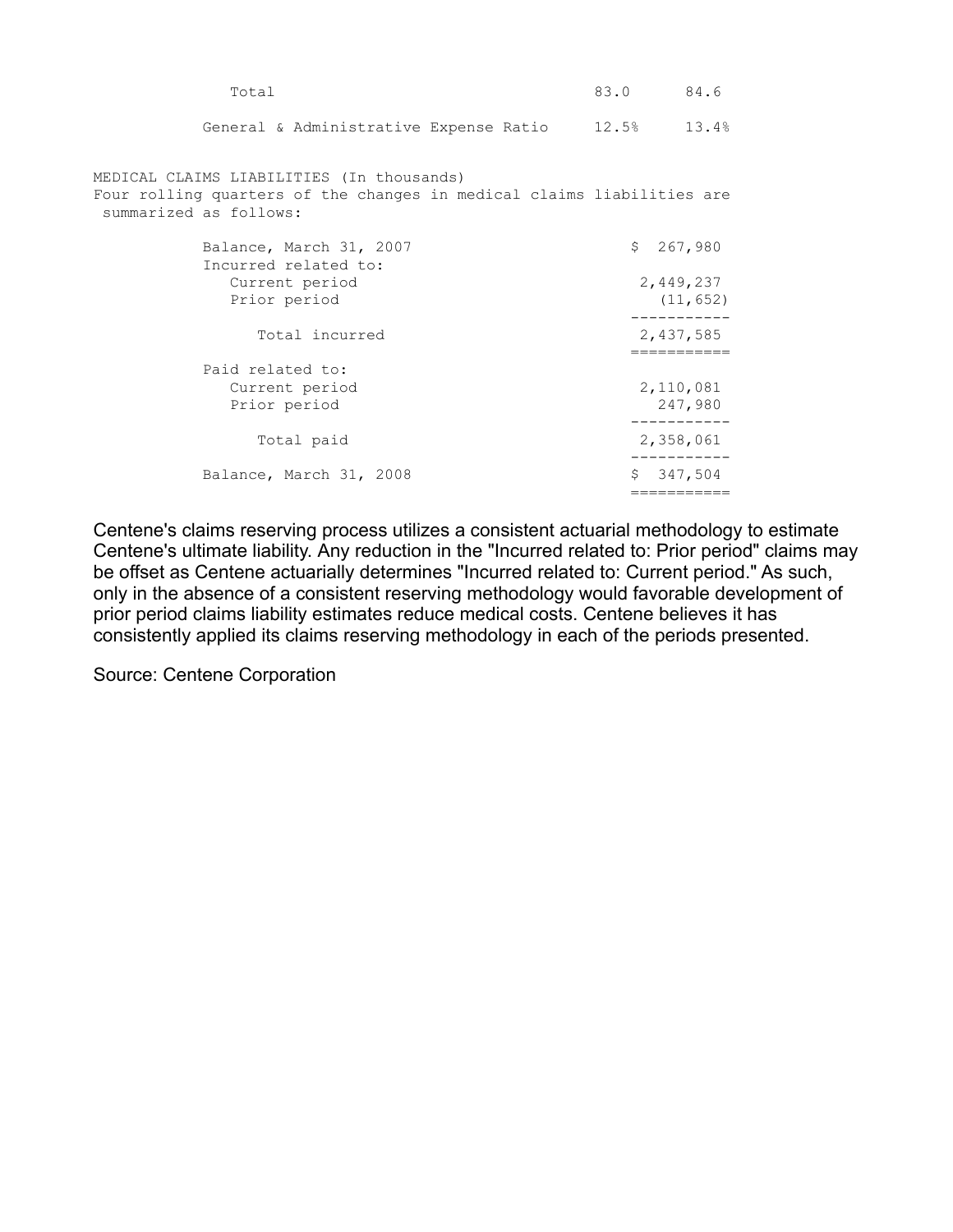| | | |
|---|---|---|
| Total | 83.0 | 84.6 |
| General & Administrative Expense Ratio | 12.5% | 13.4% |

MEDICAL CLAIMS LIABILITIES (In thousands)
Four rolling quarters of the changes in medical claims liabilities are summarized as follows:

| | |
|---|---|
| Balance, March 31, 2007 | $ 267,980 |
| Incurred related to: | |
| Current period | 2,449,237 |
| Prior period | (11,652) |
| Total incurred | 2,437,585 |
| Paid related to: | |
| Current period | 2,110,081 |
| Prior period | 247,980 |
| Total paid | 2,358,061 |
| Balance, March 31, 2008 | $ 347,504 |

Centene's claims reserving process utilizes a consistent actuarial methodology to estimate Centene's ultimate liability. Any reduction in the "Incurred related to: Prior period" claims may be offset as Centene actuarially determines "Incurred related to: Current period." As such, only in the absence of a consistent reserving methodology would favorable development of prior period claims liability estimates reduce medical costs. Centene believes it has consistently applied its claims reserving methodology in each of the periods presented.

Source: Centene Corporation